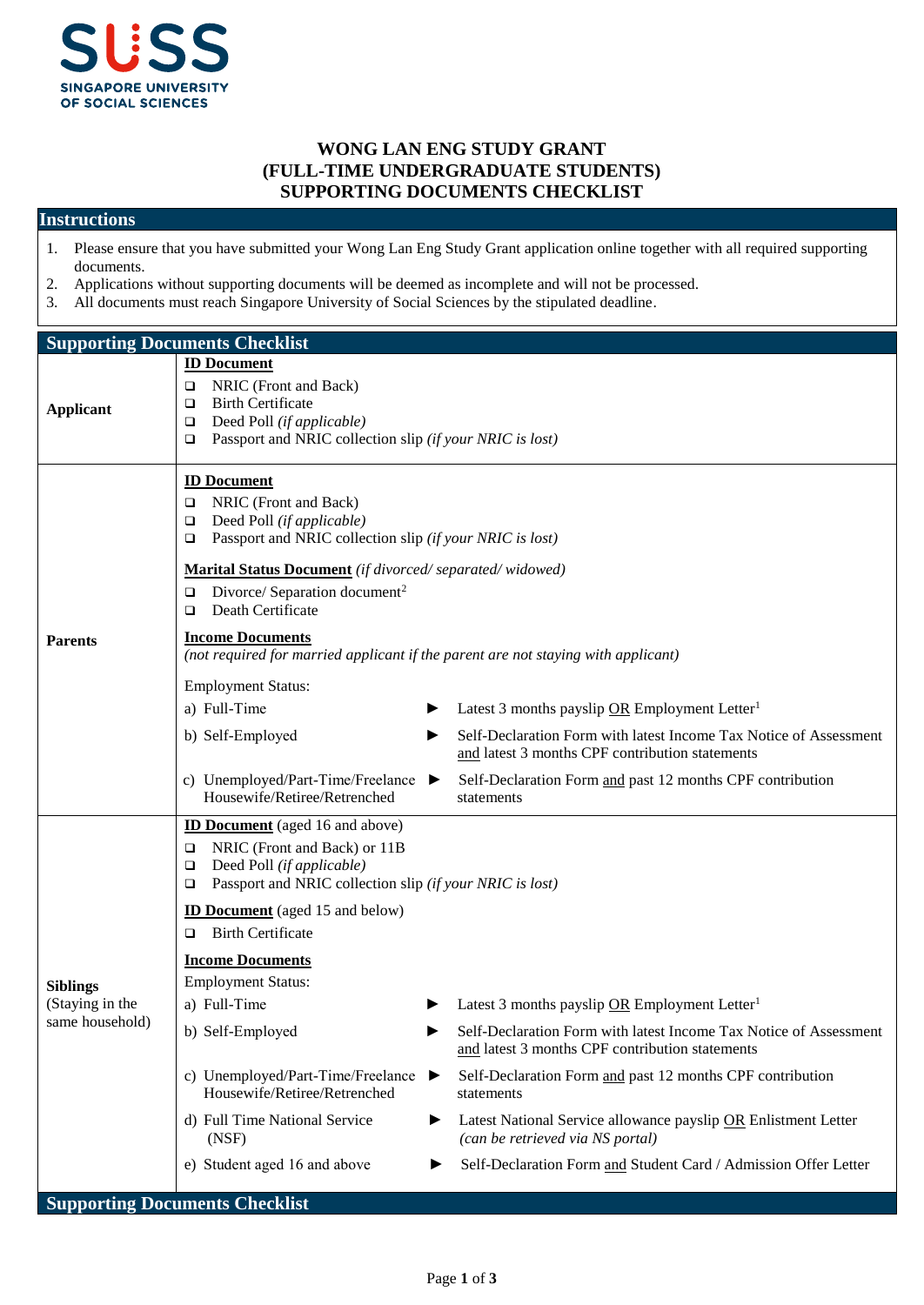# WONG LAN ENG STUDY GRANT
# (FULL-TIME UNDERGRADUATE STUDENTS)
# SUPPORTING DOCUMENTS CHECKLIST

## Instructions

1. Please ensure that you have submitted your Wong Lan Eng Study Grant application online together with all required supporting documents.
2. Applications without supporting documents will be deemed as incomplete and will not be processed.
3. All documents must reach Singapore University of Social Sciences by the stipulated deadline.

## Supporting Documents Checklist

### Applicant

**ID Document**

- ❑ NRIC (Front and Back)
- ❑ Birth Certificate
- ❑ Deed Poll *(if applicable)*
- ❑ Passport and NRIC collection slip *(if your NRIC is lost)*

### Parents

**ID Document**

- ❑ NRIC (Front and Back)
- ❑ Deed Poll *(if applicable)*
- ❑ Passport and NRIC collection slip *(if your NRIC is lost)*

**Marital Status Document** *(if divorced/ separated/ widowed)*

- ❑ Divorce/ Separation document[2]
- ❑ Death Certificate

**Income Documents**
*(not required for married applicant if the parent are not staying with applicant)*

Employment Status:

| Employment Status | Required Documents |
|---|---|
| a) Full-Time | ► Latest 3 months payslip OR Employment Letter[1] |
| b) Self-Employed | ► Self-Declaration Form with latest Income Tax Notice of Assessment and latest 3 months CPF contribution statements |
| c) Unemployed/Part-Time/Freelance Housewife/Retiree/Retrenched | ► Self-Declaration Form and past 12 months CPF contribution statements |

### Siblings (Staying in the same household)

**ID Document** (aged 16 and above)

- ❑ NRIC (Front and Back) or 11B
- ❑ Deed Poll *(if applicable)*
- ❑ Passport and NRIC collection slip *(if your NRIC is lost)*

**ID Document** (aged 15 and below)

- ❑ Birth Certificate

**Income Documents**

Employment Status:

| Employment Status | Required Documents |
|---|---|
| a) Full-Time | ► Latest 3 months payslip OR Employment Letter[1] |
| b) Self-Employed | ► Self-Declaration Form with latest Income Tax Notice of Assessment and latest 3 months CPF contribution statements |
| c) Unemployed/Part-Time/Freelance Housewife/Retiree/Retrenched | ► Self-Declaration Form and past 12 months CPF contribution statements |
| d) Full Time National Service (NSF) | ► Latest National Service allowance payslip OR Enlistment Letter *(can be retrieved via NS portal)* |
| e) Student aged 16 and above | ► Self-Declaration Form and Student Card / Admission Offer Letter |

## Supporting Documents Checklist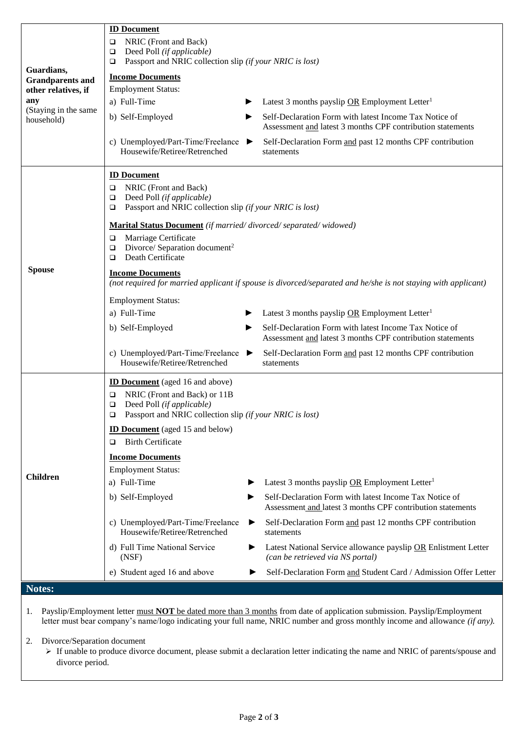| | |
|---|---|
| **Guardians, Grandparents and other relatives, if any** (Staying in the same household) | **ID Document**<br>❑ NRIC (Front and Back)<br>❑ Deed Poll *(if applicable)*<br>❑ Passport and NRIC collection slip *(if your NRIC is lost)*<br><br>**Income Documents**<br>Employment Status:<br>a) Full-Time ► Latest 3 months payslip OR Employment Letter[1]<br>b) Self-Employed ► Self-Declaration Form with latest Income Tax Notice of Assessment and latest 3 months CPF contribution statements<br>c) Unemployed/Part-Time/Freelance Housewife/Retiree/Retrenched ► Self-Declaration Form and past 12 months CPF contribution statements |
| **Spouse** | **ID Document**<br>❑ NRIC (Front and Back)<br>❑ Deed Poll *(if applicable)*<br>❑ Passport and NRIC collection slip *(if your NRIC is lost)*<br><br>**Marital Status Document** *(if married/ divorced/ separated/ widowed)*<br>❑ Marriage Certificate<br>❑ Divorce/ Separation document[2]<br>❑ Death Certificate<br><br>**Income Documents**<br>*(not required for married applicant if spouse is divorced/separated and he/she is not staying with applicant)*<br><br>Employment Status:<br>a) Full-Time ► Latest 3 months payslip OR Employment Letter[1]<br>b) Self-Employed ► Self-Declaration Form with latest Income Tax Notice of Assessment and latest 3 months CPF contribution statements<br>c) Unemployed/Part-Time/Freelance Housewife/Retiree/Retrenched ► Self-Declaration Form and past 12 months CPF contribution statements |
| **Children** | **ID Document** (aged 16 and above)<br>❑ NRIC (Front and Back) or 11B<br>❑ Deed Poll *(if applicable)*<br>❑ Passport and NRIC collection slip *(if your NRIC is lost)*<br><br>**ID Document** (aged 15 and below)<br>❑ Birth Certificate<br><br>**Income Documents**<br>Employment Status:<br>a) Full-Time ► Latest 3 months payslip OR Employment Letter[1]<br>b) Self-Employed ► Self-Declaration Form with latest Income Tax Notice of Assessment and latest 3 months CPF contribution statements<br>c) Unemployed/Part-Time/Freelance Housewife/Retiree/Retrenched ► Self-Declaration Form and past 12 months CPF contribution statements<br>d) Full Time National Service (NSF) ► Latest National Service allowance payslip OR Enlistment Letter *(can be retrieved via NS portal)*<br>e) Student aged 16 and above ► Self-Declaration Form and Student Card / Admission Offer Letter |

**Notes:**

1. Payslip/Employment letter must **NOT** be dated more than 3 months from date of application submission. Payslip/Employment letter must bear company's name/logo indicating your full name, NRIC number and gross monthly income and allowance *(if any)*.

2. Divorce/Separation document
   - If unable to produce divorce document, please submit a declaration letter indicating the name and NRIC of parents/spouse and divorce period.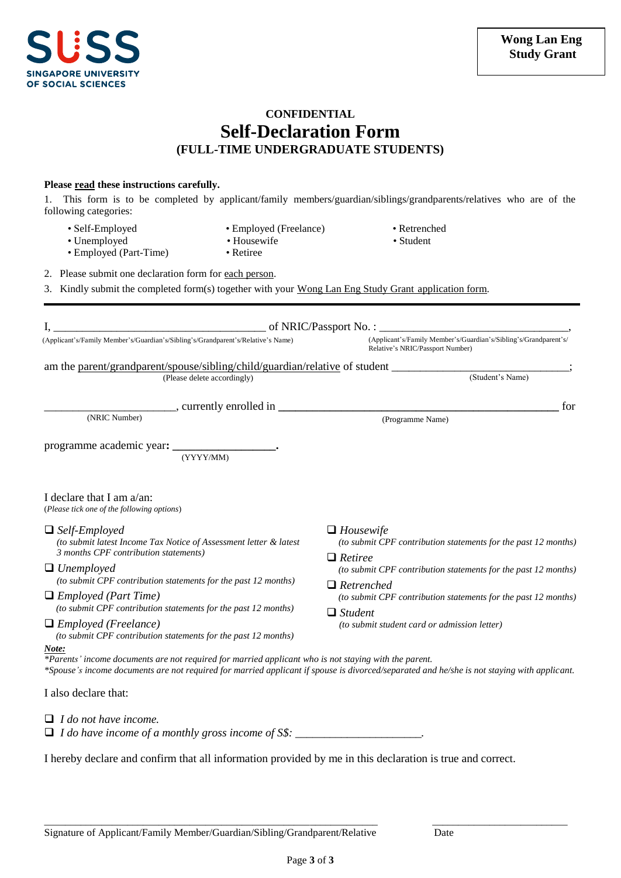SUSS
SINGAPORE UNIVERSITY OF SOCIAL SCIENCES

**Wong Lan Eng Study Grant**

**CONFIDENTIAL**

# Self-Declaration Form

**(FULL-TIME UNDERGRADUATE STUDENTS)**

**Please read these instructions carefully.**

1. This form is to be completed by applicant/family members/guardian/siblings/grandparents/relatives who are of the following categories:
   - Self-Employed
   - Unemployed
   - Employed (Part-Time)
   - Employed (Freelance)
   - Housewife
   - Retiree
   - Retrenched
   - Student
2. Please submit one declaration form for each person.
3. Kindly submit the completed form(s) together with your Wong Lan Eng Study Grant application form.

---

I, ______________________________________ of NRIC/Passport No. : _________________________________,
(Applicant's/Family Member's/Guardian's/Sibling's/Grandparent's/Relative's Name) (Applicant's/Family Member's/Guardian's/Sibling's/Grandparent's/ Relative's NRIC/Passport Number)

am the parent/grandparent/spouse/sibling/child/guardian/relative of student _______________________________;
(Please delete accordingly) (Student's Name)

________________________, currently enrolled in ___________________________________________________ for
(NRIC Number) (Programme Name)

programme academic year: __________________.
(YYYY/MM)

I declare that I am a/an:
(*Please tick one of the following options*)

- ❑ *Self-Employed*
  *(to submit latest Income Tax Notice of Assessment letter & latest 3 months CPF contribution statements)*
- ❑ *Unemployed*
  *(to submit CPF contribution statements for the past 12 months)*
- ❑ *Employed (Part Time)*
  *(to submit CPF contribution statements for the past 12 months)*
- ❑ *Employed (Freelance)*
  *(to submit CPF contribution statements for the past 12 months)*
- ❑ *Housewife*
  *(to submit CPF contribution statements for the past 12 months)*
- ❑ *Retiree*
  *(to submit CPF contribution statements for the past 12 months)*
- ❑ *Retrenched*
  *(to submit CPF contribution statements for the past 12 months)*
- ❑ *Student*
  *(to submit student card or admission letter)*

***Note:***
*\*Parents' income documents are not required for married applicant who is not staying with the parent.*
*\*Spouse's income documents are not required for married applicant if spouse is divorced/separated and he/she is not staying with applicant.*

I also declare that:

- ❑ *I do not have income.*
- ❑ *I do have income of a monthly gross income of S$:* ______________________.

I hereby declare and confirm that all information provided by me in this declaration is true and correct.

_____________________________________________________________ ________________________
Signature of Applicant/Family Member/Guardian/Sibling/Grandparent/Relative Date